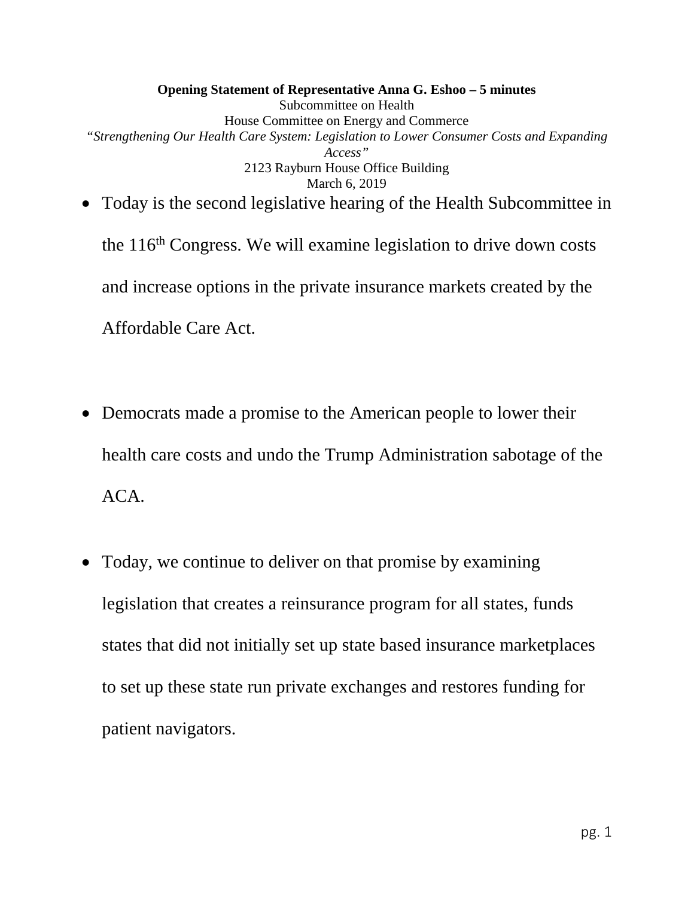**Opening Statement of Representative Anna G. Eshoo – 5 minutes**
Subcommittee on Health
House Committee on Energy and Commerce
*"Strengthening Our Health Care System: Legislation to Lower Consumer Costs and Expanding Access"*
2123 Rayburn House Office Building
March 6, 2019

- Today is the second legislative hearing of the Health Subcommittee in the 116th Congress. We will examine legislation to drive down costs and increase options in the private insurance markets created by the Affordable Care Act.

- Democrats made a promise to the American people to lower their health care costs and undo the Trump Administration sabotage of the ACA.

- Today, we continue to deliver on that promise by examining legislation that creates a reinsurance program for all states, funds states that did not initially set up state based insurance marketplaces to set up these state run private exchanges and restores funding for patient navigators.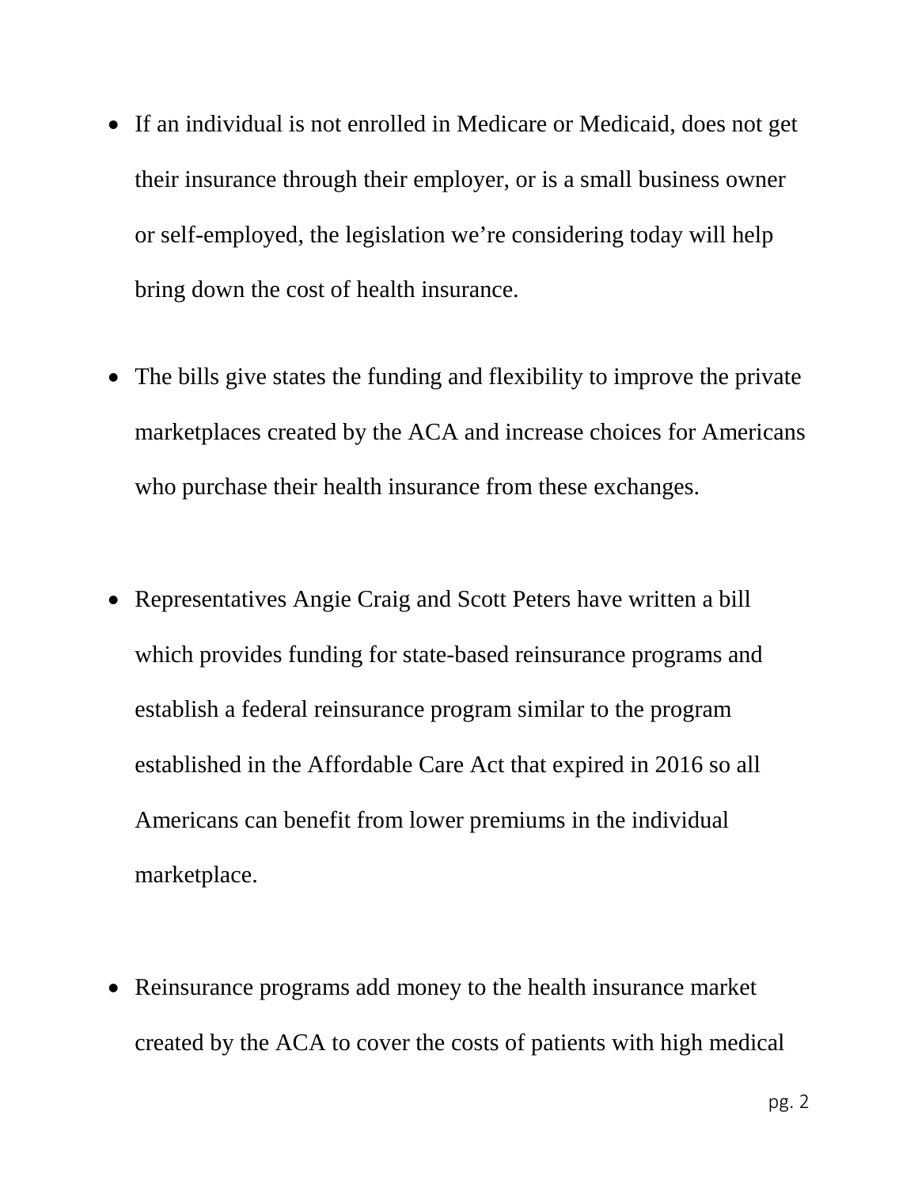- If an individual is not enrolled in Medicare or Medicaid, does not get their insurance through their employer, or is a small business owner or self-employed, the legislation we're considering today will help bring down the cost of health insurance.

- The bills give states the funding and flexibility to improve the private marketplaces created by the ACA and increase choices for Americans who purchase their health insurance from these exchanges.

- Representatives Angie Craig and Scott Peters have written a bill which provides funding for state-based reinsurance programs and establish a federal reinsurance program similar to the program established in the Affordable Care Act that expired in 2016 so all Americans can benefit from lower premiums in the individual marketplace.

- Reinsurance programs add money to the health insurance market created by the ACA to cover the costs of patients with high medical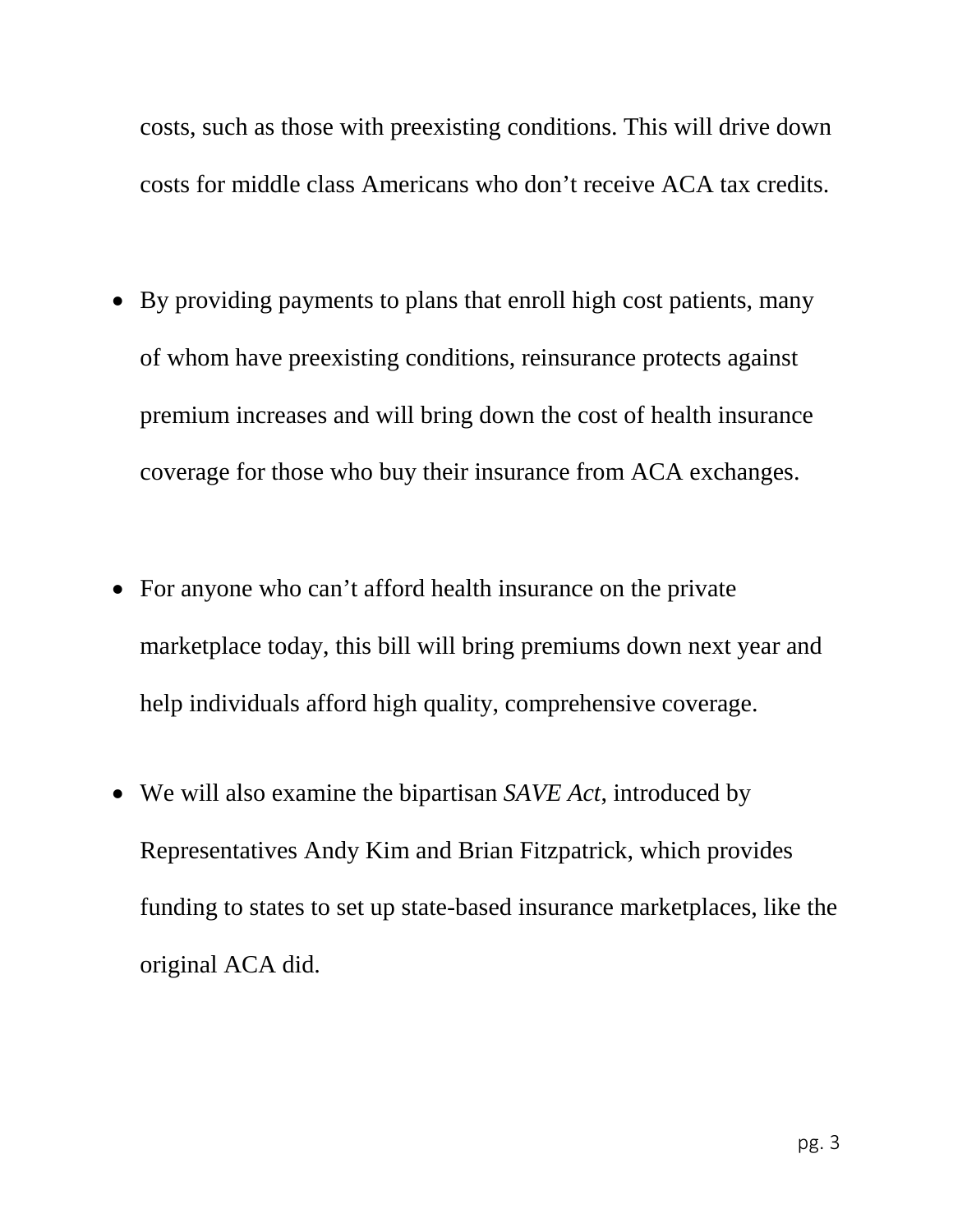costs, such as those with preexisting conditions. This will drive down costs for middle class Americans who don't receive ACA tax credits.

- By providing payments to plans that enroll high cost patients, many of whom have preexisting conditions, reinsurance protects against premium increases and will bring down the cost of health insurance coverage for those who buy their insurance from ACA exchanges.

- For anyone who can't afford health insurance on the private marketplace today, this bill will bring premiums down next year and help individuals afford high quality, comprehensive coverage.

- We will also examine the bipartisan *SAVE Act*, introduced by Representatives Andy Kim and Brian Fitzpatrick, which provides funding to states to set up state-based insurance marketplaces, like the original ACA did.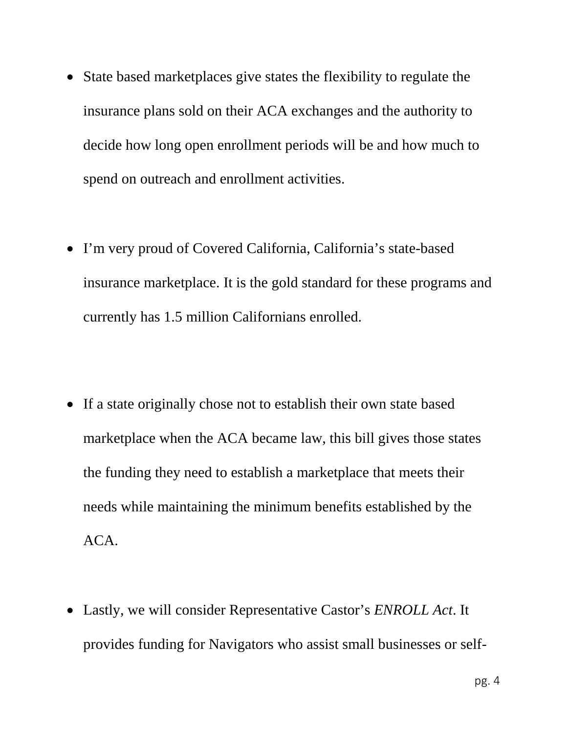- State based marketplaces give states the flexibility to regulate the insurance plans sold on their ACA exchanges and the authority to decide how long open enrollment periods will be and how much to spend on outreach and enrollment activities.

- I'm very proud of Covered California, California's state-based insurance marketplace. It is the gold standard for these programs and currently has 1.5 million Californians enrolled.

- If a state originally chose not to establish their own state based marketplace when the ACA became law, this bill gives those states the funding they need to establish a marketplace that meets their needs while maintaining the minimum benefits established by the ACA.

- Lastly, we will consider Representative Castor's *ENROLL Act*. It provides funding for Navigators who assist small businesses or self-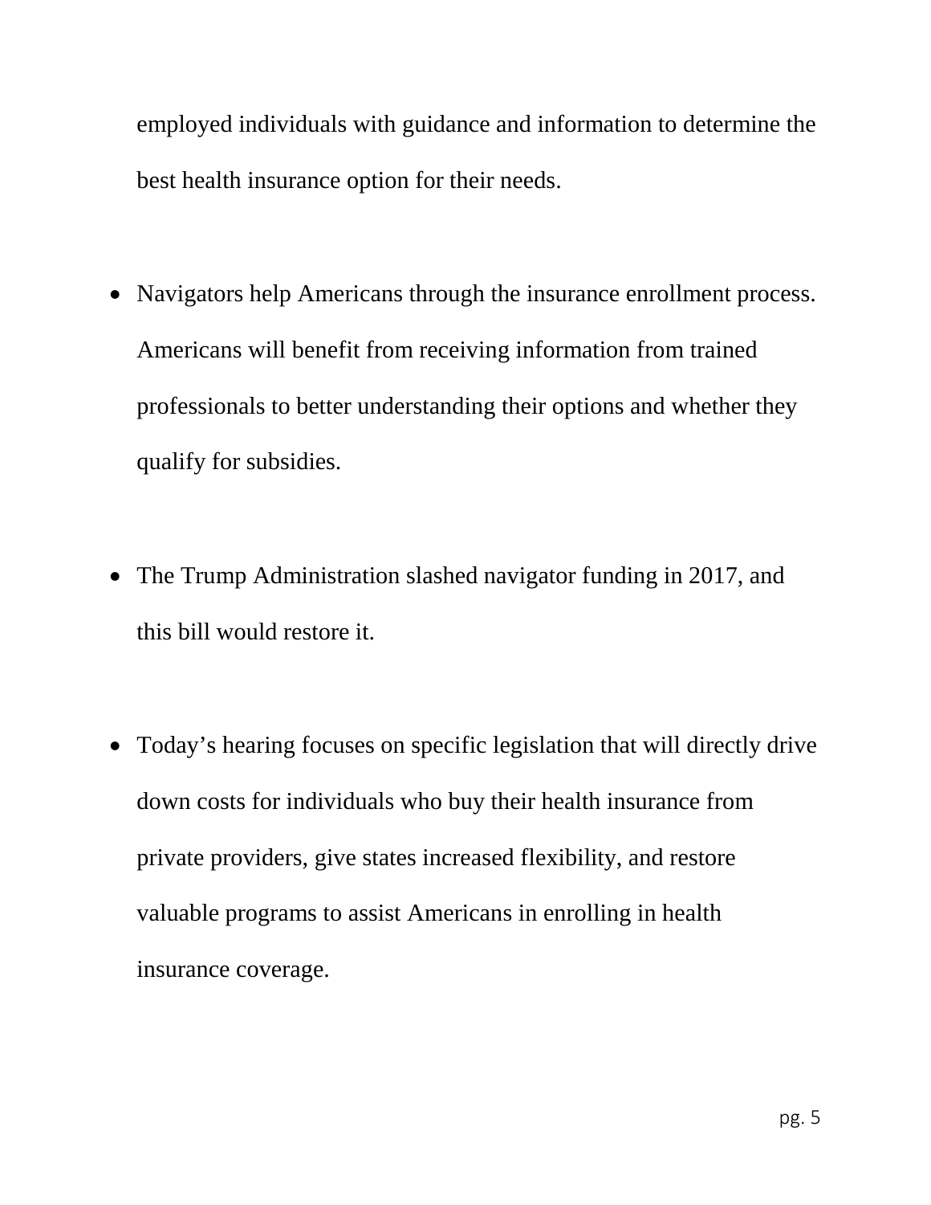employed individuals with guidance and information to determine the best health insurance option for their needs.

- Navigators help Americans through the insurance enrollment process. Americans will benefit from receiving information from trained professionals to better understanding their options and whether they qualify for subsidies.

- The Trump Administration slashed navigator funding in 2017, and this bill would restore it.

- Today's hearing focuses on specific legislation that will directly drive down costs for individuals who buy their health insurance from private providers, give states increased flexibility, and restore valuable programs to assist Americans in enrolling in health insurance coverage.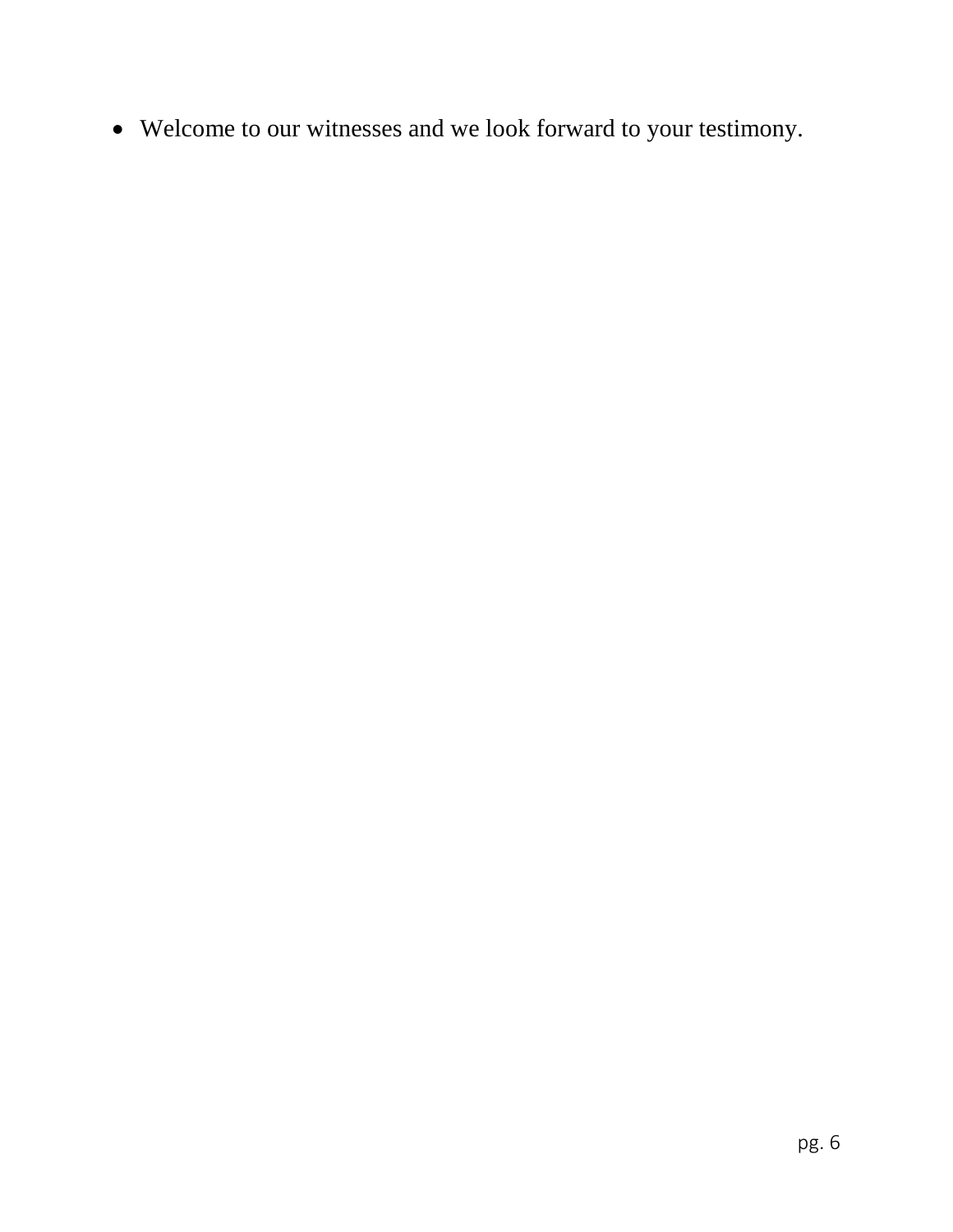- Welcome to our witnesses and we look forward to your testimony.